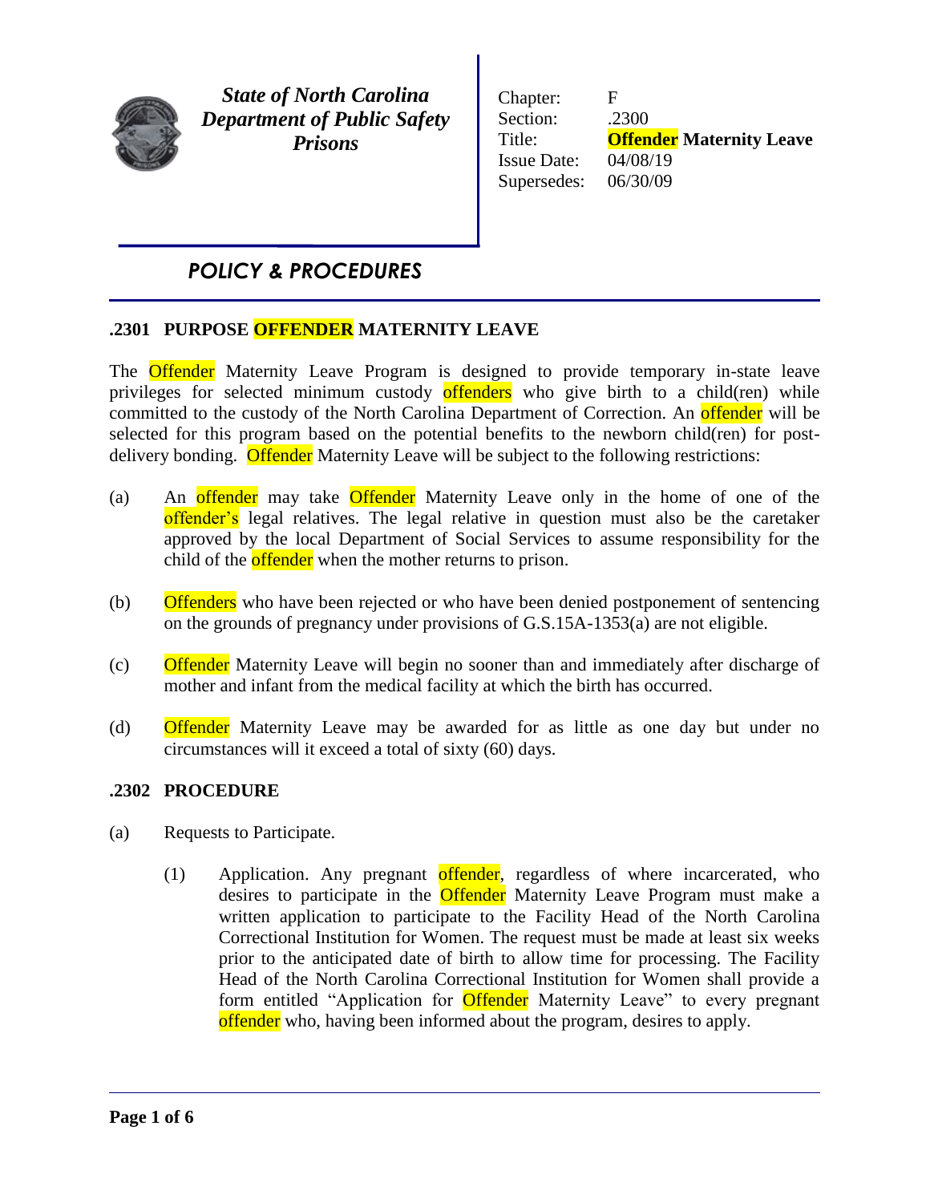**State of North Carolina**
***Department of Public Safety***
***Prisons***

| | |
|---|---|
| Chapter: | F |
| Section: | .2300 |
| Title: | **Offender Maternity Leave** |
| Issue Date: | 04/08/19 |
| Supersedes: | 06/30/09 |

# *POLICY & PROCEDURES*

## .2301 PURPOSE OFFENDER MATERNITY LEAVE

The Offender Maternity Leave Program is designed to provide temporary in-state leave privileges for selected minimum custody offenders who give birth to a child(ren) while committed to the custody of the North Carolina Department of Correction. An offender will be selected for this program based on the potential benefits to the newborn child(ren) for post-delivery bonding. Offender Maternity Leave will be subject to the following restrictions:

(a) An offender may take Offender Maternity Leave only in the home of one of the offender's legal relatives. The legal relative in question must also be the caretaker approved by the local Department of Social Services to assume responsibility for the child of the offender when the mother returns to prison.

(b) Offenders who have been rejected or who have been denied postponement of sentencing on the grounds of pregnancy under provisions of G.S.15A-1353(a) are not eligible.

(c) Offender Maternity Leave will begin no sooner than and immediately after discharge of mother and infant from the medical facility at which the birth has occurred.

(d) Offender Maternity Leave may be awarded for as little as one day but under no circumstances will it exceed a total of sixty (60) days.

## .2302 PROCEDURE

(a) Requests to Participate.

(1) Application. Any pregnant offender, regardless of where incarcerated, who desires to participate in the Offender Maternity Leave Program must make a written application to participate to the Facility Head of the North Carolina Correctional Institution for Women. The request must be made at least six weeks prior to the anticipated date of birth to allow time for processing. The Facility Head of the North Carolina Correctional Institution for Women shall provide a form entitled "Application for Offender Maternity Leave" to every pregnant offender who, having been informed about the program, desires to apply.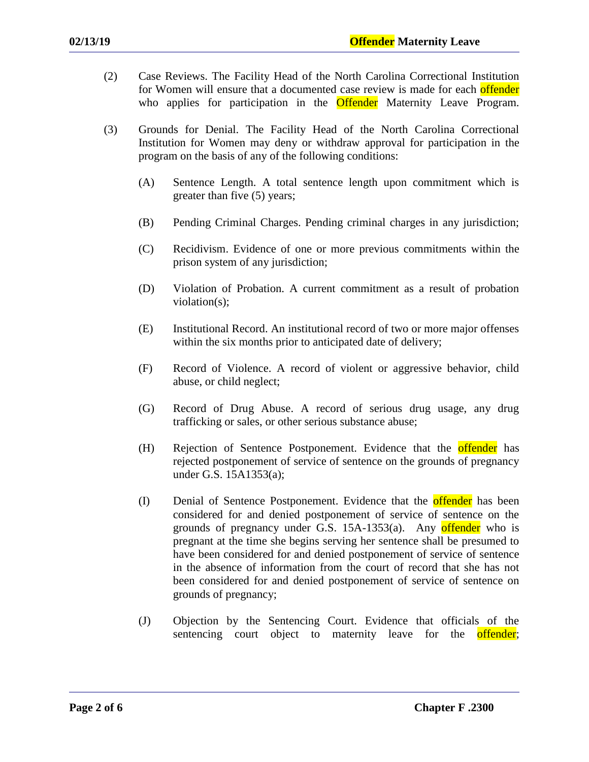(2) Case Reviews. The Facility Head of the North Carolina Correctional Institution for Women will ensure that a documented case review is made for each offender who applies for participation in the Offender Maternity Leave Program.

(3) Grounds for Denial. The Facility Head of the North Carolina Correctional Institution for Women may deny or withdraw approval for participation in the program on the basis of any of the following conditions:

(A) Sentence Length. A total sentence length upon commitment which is greater than five (5) years;

(B) Pending Criminal Charges. Pending criminal charges in any jurisdiction;

(C) Recidivism. Evidence of one or more previous commitments within the prison system of any jurisdiction;

(D) Violation of Probation. A current commitment as a result of probation violation(s);

(E) Institutional Record. An institutional record of two or more major offenses within the six months prior to anticipated date of delivery;

(F) Record of Violence. A record of violent or aggressive behavior, child abuse, or child neglect;

(G) Record of Drug Abuse. A record of serious drug usage, any drug trafficking or sales, or other serious substance abuse;

(H) Rejection of Sentence Postponement. Evidence that the offender has rejected postponement of service of sentence on the grounds of pregnancy under G.S. 15A1353(a);

(I) Denial of Sentence Postponement. Evidence that the offender has been considered for and denied postponement of service of sentence on the grounds of pregnancy under G.S. 15A-1353(a). Any offender who is pregnant at the time she begins serving her sentence shall be presumed to have been considered for and denied postponement of service of sentence in the absence of information from the court of record that she has not been considered for and denied postponement of service of sentence on grounds of pregnancy;

(J) Objection by the Sentencing Court. Evidence that officials of the sentencing court object to maternity leave for the offender;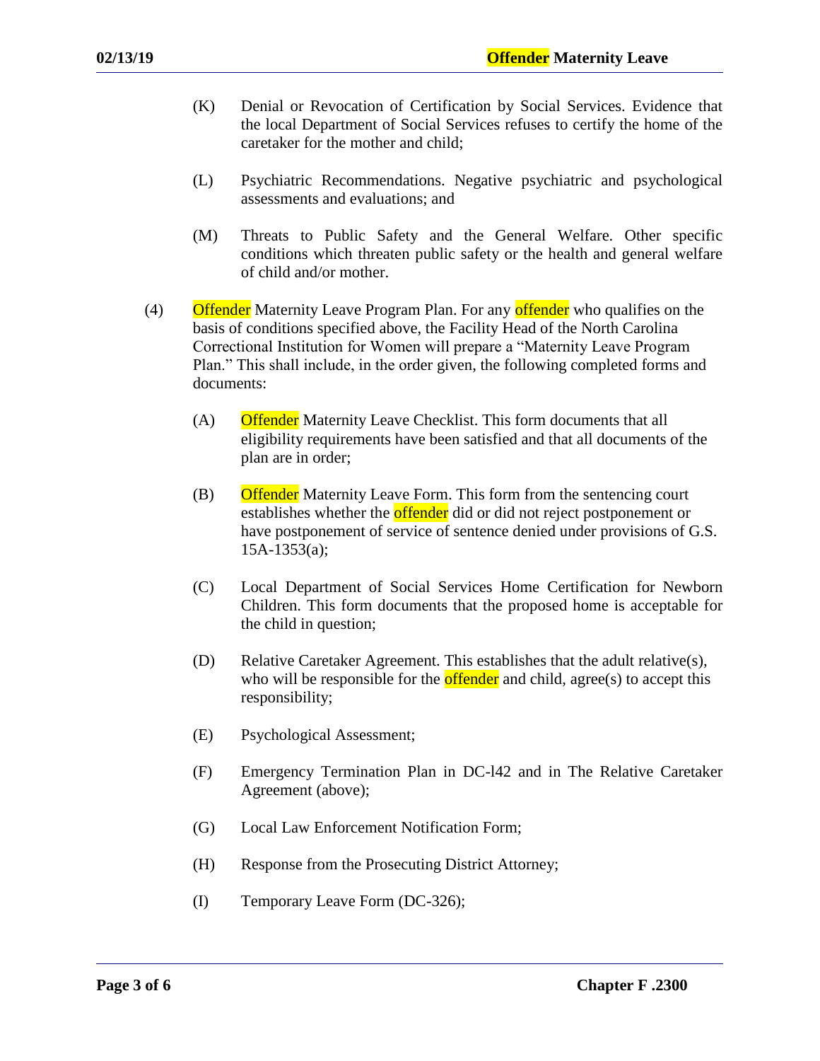(K) Denial or Revocation of Certification by Social Services. Evidence that the local Department of Social Services refuses to certify the home of the caretaker for the mother and child;

(L) Psychiatric Recommendations. Negative psychiatric and psychological assessments and evaluations; and

(M) Threats to Public Safety and the General Welfare. Other specific conditions which threaten public safety or the health and general welfare of child and/or mother.

(4) Offender Maternity Leave Program Plan. For any offender who qualifies on the basis of conditions specified above, the Facility Head of the North Carolina Correctional Institution for Women will prepare a "Maternity Leave Program Plan." This shall include, in the order given, the following completed forms and documents:

(A) Offender Maternity Leave Checklist. This form documents that all eligibility requirements have been satisfied and that all documents of the plan are in order;

(B) Offender Maternity Leave Form. This form from the sentencing court establishes whether the offender did or did not reject postponement or have postponement of service of sentence denied under provisions of G.S. 15A-1353(a);

(C) Local Department of Social Services Home Certification for Newborn Children. This form documents that the proposed home is acceptable for the child in question;

(D) Relative Caretaker Agreement. This establishes that the adult relative(s), who will be responsible for the offender and child, agree(s) to accept this responsibility;

(E) Psychological Assessment;

(F) Emergency Termination Plan in DC-l42 and in The Relative Caretaker Agreement (above);

(G) Local Law Enforcement Notification Form;

(H) Response from the Prosecuting District Attorney;

(I) Temporary Leave Form (DC-326);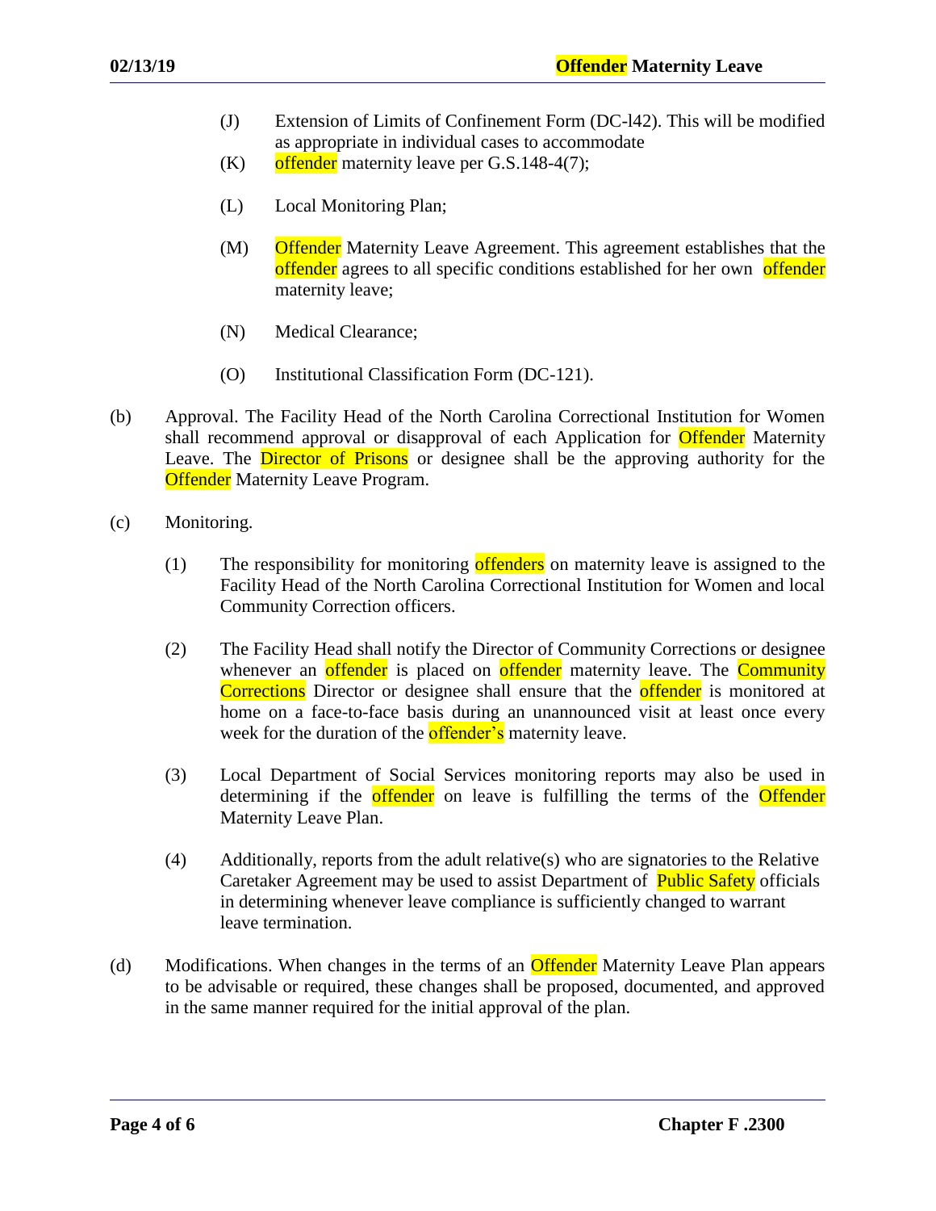(J) Extension of Limits of Confinement Form (DC-l42). This will be modified as appropriate in individual cases to accommodate

(K) offender maternity leave per G.S.148-4(7);

(L) Local Monitoring Plan;

(M) Offender Maternity Leave Agreement. This agreement establishes that the offender agrees to all specific conditions established for her own offender maternity leave;

(N) Medical Clearance;

(O) Institutional Classification Form (DC-121).

(b) Approval. The Facility Head of the North Carolina Correctional Institution for Women shall recommend approval or disapproval of each Application for Offender Maternity Leave. The Director of Prisons or designee shall be the approving authority for the Offender Maternity Leave Program.

(c) Monitoring.

(1) The responsibility for monitoring offenders on maternity leave is assigned to the Facility Head of the North Carolina Correctional Institution for Women and local Community Correction officers.

(2) The Facility Head shall notify the Director of Community Corrections or designee whenever an offender is placed on offender maternity leave. The Community Corrections Director or designee shall ensure that the offender is monitored at home on a face-to-face basis during an unannounced visit at least once every week for the duration of the offender's maternity leave.

(3) Local Department of Social Services monitoring reports may also be used in determining if the offender on leave is fulfilling the terms of the Offender Maternity Leave Plan.

(4) Additionally, reports from the adult relative(s) who are signatories to the Relative Caretaker Agreement may be used to assist Department of Public Safety officials in determining whenever leave compliance is sufficiently changed to warrant leave termination.

(d) Modifications. When changes in the terms of an Offender Maternity Leave Plan appears to be advisable or required, these changes shall be proposed, documented, and approved in the same manner required for the initial approval of the plan.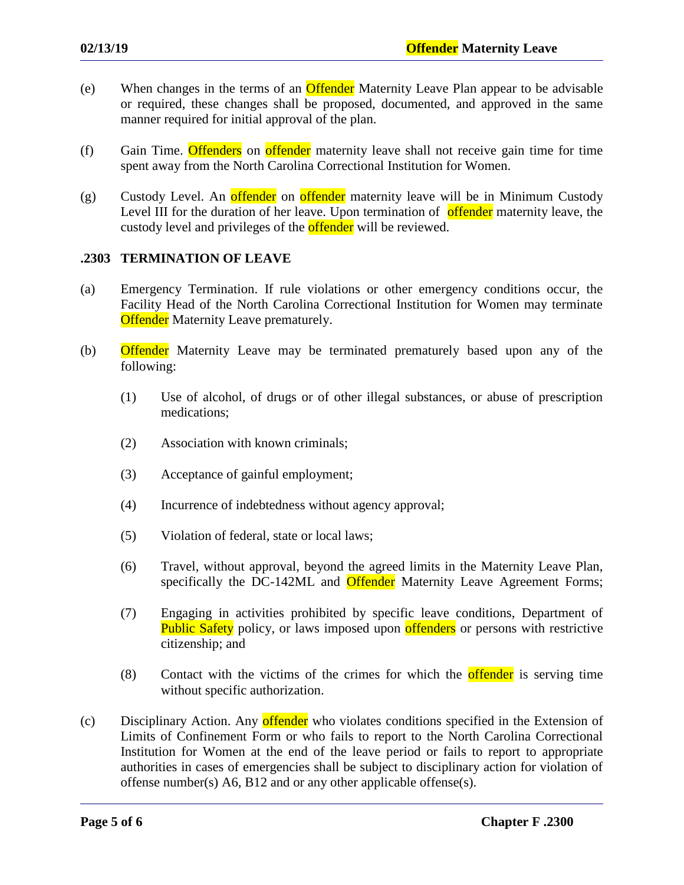(e) When changes in the terms of an Offender Maternity Leave Plan appear to be advisable or required, these changes shall be proposed, documented, and approved in the same manner required for initial approval of the plan.

(f) Gain Time. Offenders on offender maternity leave shall not receive gain time for time spent away from the North Carolina Correctional Institution for Women.

(g) Custody Level. An offender on offender maternity leave will be in Minimum Custody Level III for the duration of her leave. Upon termination of offender maternity leave, the custody level and privileges of the offender will be reviewed.

### .2303 TERMINATION OF LEAVE

(a) Emergency Termination. If rule violations or other emergency conditions occur, the Facility Head of the North Carolina Correctional Institution for Women may terminate Offender Maternity Leave prematurely.

(b) Offender Maternity Leave may be terminated prematurely based upon any of the following:

(1) Use of alcohol, of drugs or of other illegal substances, or abuse of prescription medications;

(2) Association with known criminals;

(3) Acceptance of gainful employment;

(4) Incurrence of indebtedness without agency approval;

(5) Violation of federal, state or local laws;

(6) Travel, without approval, beyond the agreed limits in the Maternity Leave Plan, specifically the DC-142ML and Offender Maternity Leave Agreement Forms;

(7) Engaging in activities prohibited by specific leave conditions, Department of Public Safety policy, or laws imposed upon offenders or persons with restrictive citizenship; and

(8) Contact with the victims of the crimes for which the offender is serving time without specific authorization.

(c) Disciplinary Action. Any offender who violates conditions specified in the Extension of Limits of Confinement Form or who fails to report to the North Carolina Correctional Institution for Women at the end of the leave period or fails to report to appropriate authorities in cases of emergencies shall be subject to disciplinary action for violation of offense number(s) A6, B12 and or any other applicable offense(s).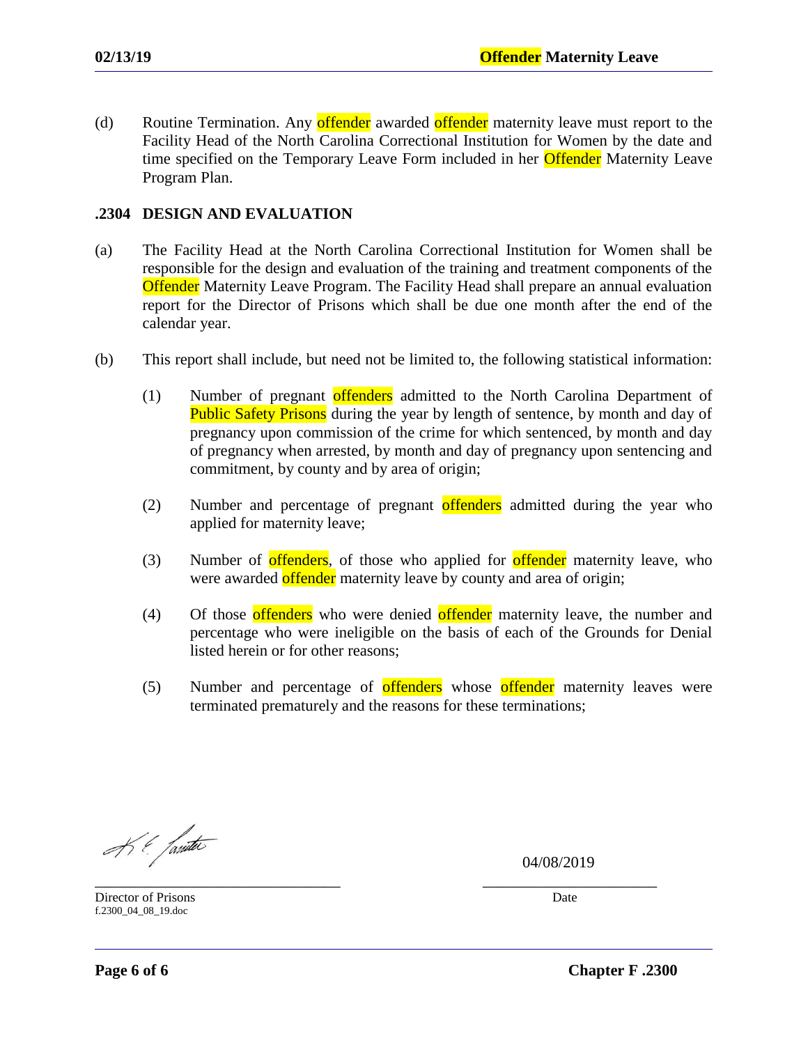(d) Routine Termination. Any offender awarded offender maternity leave must report to the Facility Head of the North Carolina Correctional Institution for Women by the date and time specified on the Temporary Leave Form included in her Offender Maternity Leave Program Plan.

## .2304 DESIGN AND EVALUATION

(a) The Facility Head at the North Carolina Correctional Institution for Women shall be responsible for the design and evaluation of the training and treatment components of the Offender Maternity Leave Program. The Facility Head shall prepare an annual evaluation report for the Director of Prisons which shall be due one month after the end of the calendar year.

(b) This report shall include, but need not be limited to, the following statistical information:

(1) Number of pregnant offenders admitted to the North Carolina Department of Public Safety Prisons during the year by length of sentence, by month and day of pregnancy upon commission of the crime for which sentenced, by month and day of pregnancy when arrested, by month and day of pregnancy upon sentencing and commitment, by county and by area of origin;

(2) Number and percentage of pregnant offenders admitted during the year who applied for maternity leave;

(3) Number of offenders, of those who applied for offender maternity leave, who were awarded offender maternity leave by county and area of origin;

(4) Of those offenders who were denied offender maternity leave, the number and percentage who were ineligible on the basis of each of the Grounds for Denial listed herein or for other reasons;

(5) Number and percentage of offenders whose offender maternity leaves were terminated prematurely and the reasons for these terminations;

04/08/2019

Director of Prisons　　　　　　　　　　　　　　　　Date

f.2300_04_08_19.doc